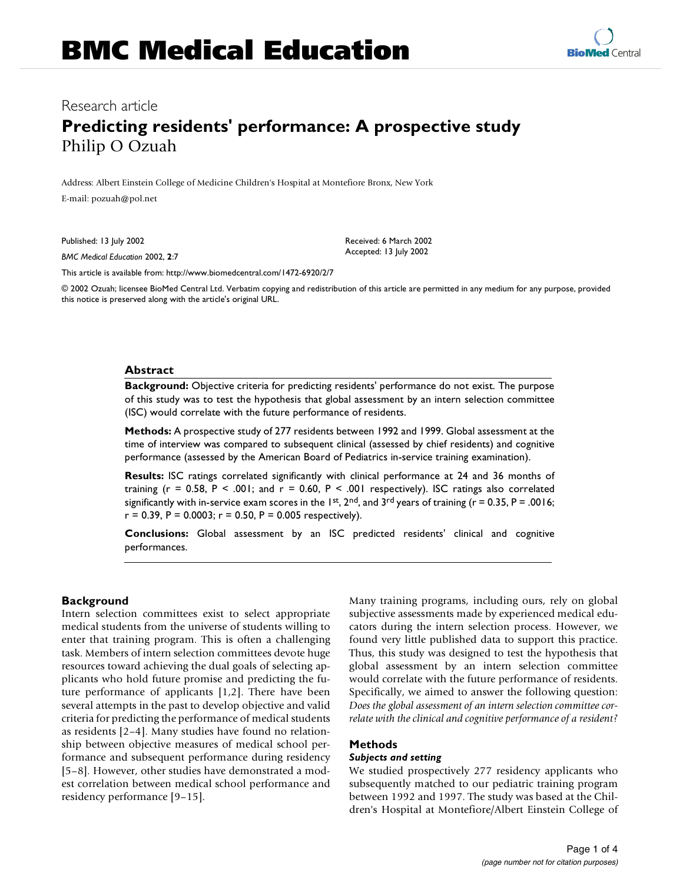# BMC Medical Education

Research article

## Predicting residents' performance: A prospective study

Philip O Ozuah

Address: Albert Einstein College of Medicine Children's Hospital at Montefiore Bronx, New York

E-mail: pozuah@pol.net

Published: 13 July 2002

*BMC Medical Education* 2002, **2**:7

Received: 6 March 2002
Accepted: 13 July 2002

This article is available from: http://www.biomedcentral.com/1472-6920/2/7

© 2002 Ozuah; licensee BioMed Central Ltd. Verbatim copying and redistribution of this article are permitted in any medium for any purpose, provided this notice is preserved along with the article's original URL.

### Abstract

**Background:** Objective criteria for predicting residents' performance do not exist. The purpose of this study was to test the hypothesis that global assessment by an intern selection committee (ISC) would correlate with the future performance of residents.

**Methods:** A prospective study of 277 residents between 1992 and 1999. Global assessment at the time of interview was compared to subsequent clinical (assessed by chief residents) and cognitive performance (assessed by the American Board of Pediatrics in-service training examination).

**Results:** ISC ratings correlated significantly with clinical performance at 24 and 36 months of training ($r = 0.58$, $P < .001$; and $r = 0.60$, $P < .001$ respectively). ISC ratings also correlated significantly with in-service exam scores in the 1st, 2nd, and 3rd years of training ($r = 0.35$, $P = .0016$; $r = 0.39$, $P = 0.0003$; $r = 0.50$, $P = 0.005$ respectively).

**Conclusions:** Global assessment by an ISC predicted residents' clinical and cognitive performances.

## Background

Intern selection committees exist to select appropriate medical students from the universe of students willing to enter that training program. This is often a challenging task. Members of intern selection committees devote huge resources toward achieving the dual goals of selecting applicants who hold future promise and predicting the future performance of applicants [1,2]. There have been several attempts in the past to develop objective and valid criteria for predicting the performance of medical students as residents [2–4]. Many studies have found no relationship between objective measures of medical school performance and subsequent performance during residency [5–8]. However, other studies have demonstrated a modest correlation between medical school performance and residency performance [9–15].

Many training programs, including ours, rely on global subjective assessments made by experienced medical educators during the intern selection process. However, we found very little published data to support this practice. Thus, this study was designed to test the hypothesis that global assessment by an intern selection committee would correlate with the future performance of residents. Specifically, we aimed to answer the following question: *Does the global assessment of an intern selection committee correlate with the clinical and cognitive performance of a resident?*

## Methods

### *Subjects and setting*

We studied prospectively 277 residency applicants who subsequently matched to our pediatric training program between 1992 and 1997. The study was based at the Children's Hospital at Montefiore/Albert Einstein College of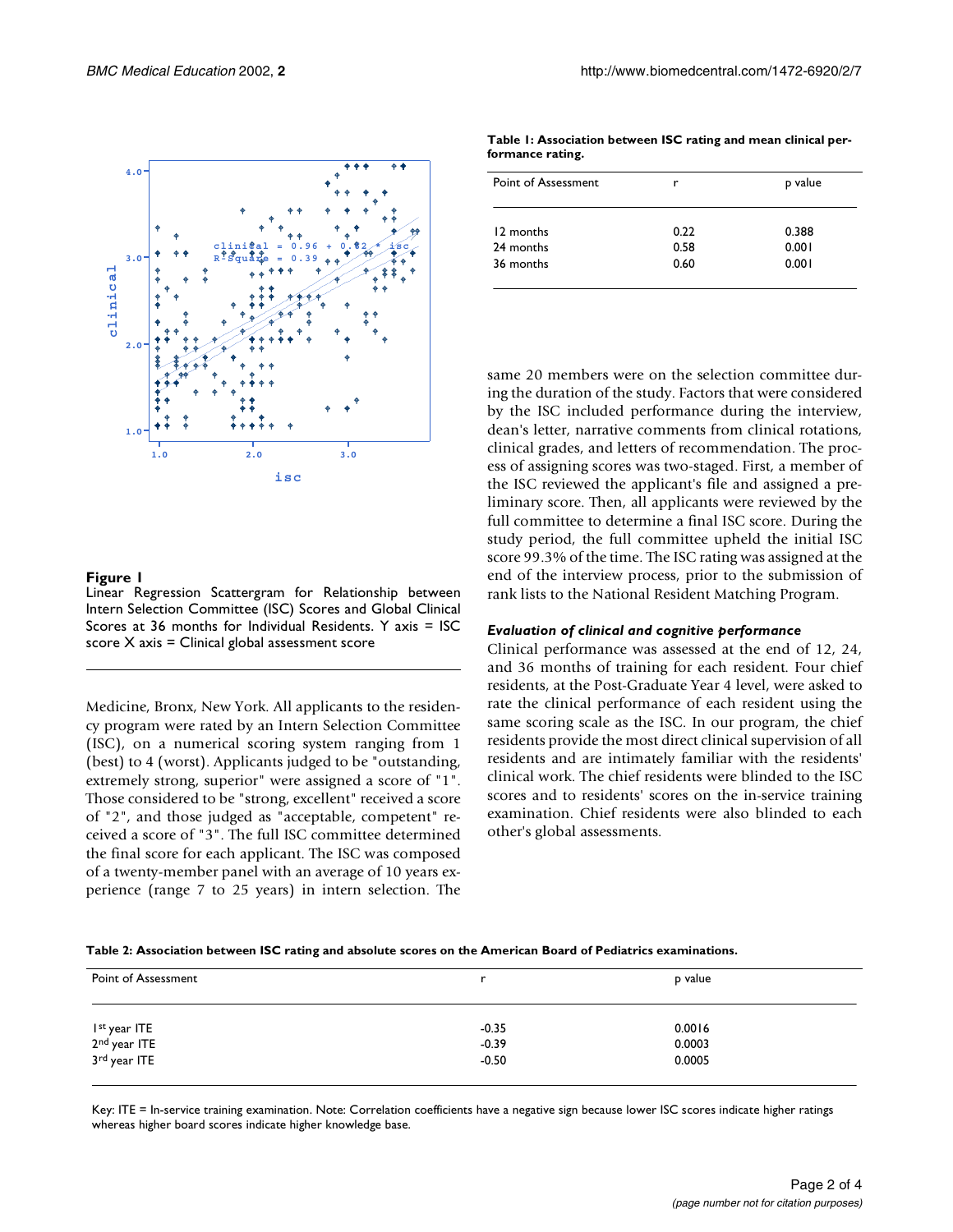**Figure 1**
Linear Regression Scattergram for Relationship between Intern Selection Committee (ISC) Scores and Global Clinical Scores at 36 months for Individual Residents. Y axis = ISC score X axis = Clinical global assessment score

Medicine, Bronx, New York. All applicants to the residency program were rated by an Intern Selection Committee (ISC), on a numerical scoring system ranging from 1 (best) to 4 (worst). Applicants judged to be "outstanding, extremely strong, superior" were assigned a score of "1". Those considered to be "strong, excellent" received a score of "2", and those judged as "acceptable, competent" received a score of "3". The full ISC committee determined the final score for each applicant. The ISC was composed of a twenty-member panel with an average of 10 years experience (range 7 to 25 years) in intern selection. The same 20 members were on the selection committee during the duration of the study. Factors that were considered by the ISC included performance during the interview, dean's letter, narrative comments from clinical rotations, clinical grades, and letters of recommendation. The process of assigning scores was two-staged. First, a member of the ISC reviewed the applicant's file and assigned a preliminary score. Then, all applicants were reviewed by the full committee to determine a final ISC score. During the study period, the full committee upheld the initial ISC score 99.3% of the time. The ISC rating was assigned at the end of the interview process, prior to the submission of rank lists to the National Resident Matching Program.

**Table 1: Association between ISC rating and mean clinical performance rating.**

| Point of Assessment | r | p value |
|---|---|---|
| 12 months | 0.22 | 0.388 |
| 24 months | 0.58 | 0.001 |
| 36 months | 0.60 | 0.001 |

### *Evaluation of clinical and cognitive performance*

Clinical performance was assessed at the end of 12, 24, and 36 months of training for each resident. Four chief residents, at the Post-Graduate Year 4 level, were asked to rate the clinical performance of each resident using the same scoring scale as the ISC. In our program, the chief residents provide the most direct clinical supervision of all residents and are intimately familiar with the residents' clinical work. The chief residents were blinded to the ISC scores and to residents' scores on the in-service training examination. Chief residents were also blinded to each other's global assessments.

**Table 2: Association between ISC rating and absolute scores on the American Board of Pediatrics examinations.**

| Point of Assessment | r | p value |
|---|---|---|
| 1st year ITE | -0.35 | 0.0016 |
| 2nd year ITE | -0.39 | 0.0003 |
| 3rd year ITE | -0.50 | 0.0005 |

Key: ITE = In-service training examination. Note: Correlation coefficients have a negative sign because lower ISC scores indicate higher ratings whereas higher board scores indicate higher knowledge base.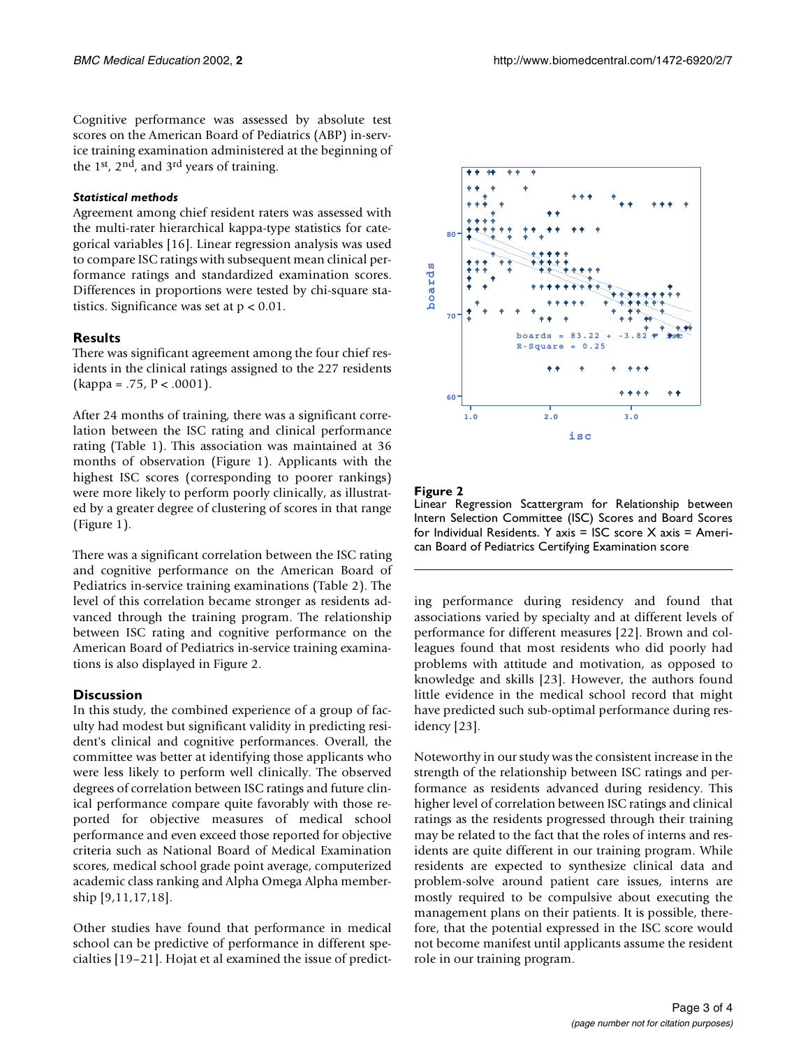Cognitive performance was assessed by absolute test scores on the American Board of Pediatrics (ABP) in-service training examination administered at the beginning of the 1st, 2nd, and 3rd years of training.

#### *Statistical methods*

Agreement among chief resident raters was assessed with the multi-rater hierarchical kappa-type statistics for categorical variables [16]. Linear regression analysis was used to compare ISC ratings with subsequent mean clinical performance ratings and standardized examination scores. Differences in proportions were tested by chi-square statistics. Significance was set at $p < 0.01$.

### Results

There was significant agreement among the four chief residents in the clinical ratings assigned to the 227 residents (kappa = .75, $P < .0001$).

After 24 months of training, there was a significant correlation between the ISC rating and clinical performance rating (Table 1). This association was maintained at 36 months of observation (Figure 1). Applicants with the highest ISC scores (corresponding to poorer rankings) were more likely to perform poorly clinically, as illustrated by a greater degree of clustering of scores in that range (Figure 1).

There was a significant correlation between the ISC rating and cognitive performance on the American Board of Pediatrics in-service training examinations (Table 2). The level of this correlation became stronger as residents advanced through the training program. The relationship between ISC rating and cognitive performance on the American Board of Pediatrics in-service training examinations is also displayed in Figure 2.

**Figure 2**

Linear Regression Scattergram for Relationship between Intern Selection Committee (ISC) Scores and Board Scores for Individual Residents. Y axis = ISC score X axis = American Board of Pediatrics Certifying Examination score

### Discussion

In this study, the combined experience of a group of faculty had modest but significant validity in predicting resident's clinical and cognitive performances. Overall, the committee was better at identifying those applicants who were less likely to perform well clinically. The observed degrees of correlation between ISC ratings and future clinical performance compare quite favorably with those reported for objective measures of medical school performance and even exceed those reported for objective criteria such as National Board of Medical Examination scores, medical school grade point average, computerized academic class ranking and Alpha Omega Alpha membership [9,11,17,18].

Other studies have found that performance in medical school can be predictive of performance in different specialties [19–21]. Hojat et al examined the issue of predicting performance during residency and found that associations varied by specialty and at different levels of performance for different measures [22]. Brown and colleagues found that most residents who did poorly had problems with attitude and motivation, as opposed to knowledge and skills [23]. However, the authors found little evidence in the medical school record that might have predicted such sub-optimal performance during residency [23].

Noteworthy in our study was the consistent increase in the strength of the relationship between ISC ratings and performance as residents advanced during residency. This higher level of correlation between ISC ratings and clinical ratings as the residents progressed through their training may be related to the fact that the roles of interns and residents are quite different in our training program. While residents are expected to synthesize clinical data and problem-solve around patient care issues, interns are mostly required to be compulsive about executing the management plans on their patients. It is possible, therefore, that the potential expressed in the ISC score would not become manifest until applicants assume the resident role in our training program.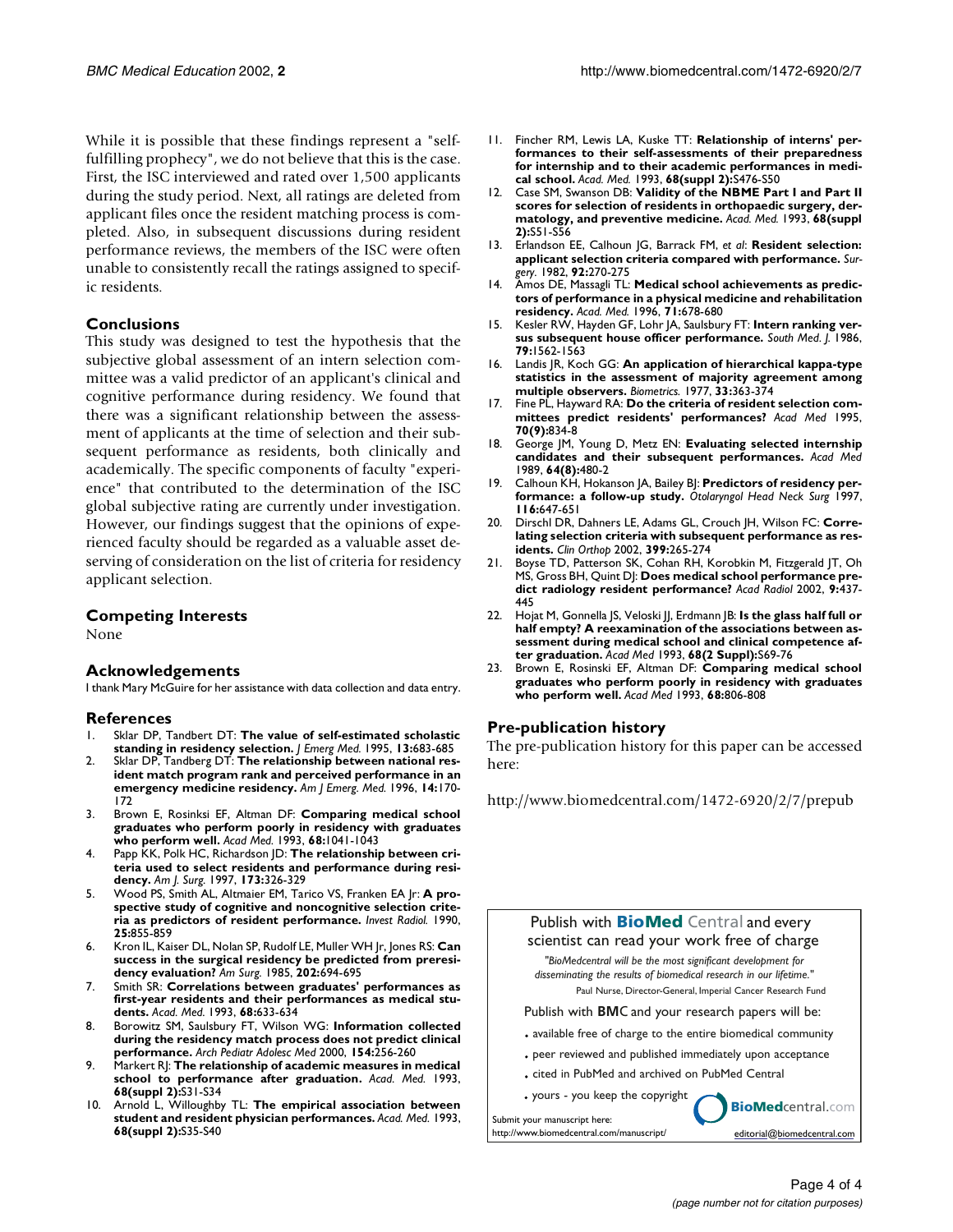While it is possible that these findings represent a "self-fulfilling prophecy", we do not believe that this is the case. First, the ISC interviewed and rated over 1,500 applicants during the study period. Next, all ratings are deleted from applicant files once the resident matching process is completed. Also, in subsequent discussions during resident performance reviews, the members of the ISC were often unable to consistently recall the ratings assigned to specific residents.

## Conclusions

This study was designed to test the hypothesis that the subjective global assessment of an intern selection committee was a valid predictor of an applicant's clinical and cognitive performance during residency. We found that there was a significant relationship between the assessment of applicants at the time of selection and their subsequent performance as residents, both clinically and academically. The specific components of faculty "experience" that contributed to the determination of the ISC global subjective rating are currently under investigation. However, our findings suggest that the opinions of experienced faculty should be regarded as a valuable asset deserving of consideration on the list of criteria for residency applicant selection.

## Competing Interests

None

## Acknowledgements

I thank Mary McGuire for her assistance with data collection and data entry.

## References

1. Sklar DP, Tandbert DT: **The value of self-estimated scholastic standing in residency selection.** *J Emerg Med.* 1995, **13:**683-685
2. Sklar DP, Tandberg DT: **The relationship between national resident match program rank and perceived performance in an emergency medicine residency.** *Am J Emerg. Med.* 1996, **14:**170-172
3. Brown E, Rosinksi EF, Altman DF: **Comparing medical school graduates who perform poorly in residency with graduates who perform well.** *Acad Med.* 1993, **68:**1041-1043
4. Papp KK, Polk HC, Richardson JD: **The relationship between criteria used to select residents and performance during residency.** *Am J. Surg.* 1997, **173:**326-329
5. Wood PS, Smith AL, Altmaier EM, Tarico VS, Franken EA Jr: **A prospective study of cognitive and noncognitive selection criteria as predictors of resident performance.** *Invest Radiol.* 1990, **25:**855-859
6. Kron IL, Kaiser DL, Nolan SP, Rudolf LE, Muller WH Jr, Jones RS: **Can success in the surgical residency be predicted from preresidency evaluation?** *Am Surg.* 1985, **202:**694-695
7. Smith SR: **Correlations between graduates' performances as first-year residents and their performances as medical students.** *Acad. Med.* 1993, **68:**633-634
8. Borowitz SM, Saulsbury FT, Wilson WG: **Information collected during the residency match process does not predict clinical performance.** *Arch Pediatr Adolesc Med* 2000, **154:**256-260
9. Markert RJ: **The relationship of academic measures in medical school to performance after graduation.** *Acad. Med.* 1993, **68(suppl 2):**S31-S34
10. Arnold L, Willoughby TL: **The empirical association between student and resident physician performances.** *Acad. Med.* 1993, **68(suppl 2):**S35-S40
11. Fincher RM, Lewis LA, Kuske TT: **Relationship of interns' performances to their self-assessments of their preparedness for internship and to their academic performances in medical school.** *Acad. Med.* 1993, **68(suppl 2):**S476-S50
12. Case SM, Swanson DB: **Validity of the NBME Part I and Part II scores for selection of residents in orthopaedic surgery, dermatology, and preventive medicine.** *Acad. Med.* 1993, **68(suppl 2):**S51-S56
13. Erlandson EE, Calhoun JG, Barrack FM, *et al*: **Resident selection: applicant selection criteria compared with performance.** *Surgery.* 1982, **92:**270-275
14. Amos DE, Massagli TL: **Medical school achievements as predictors of performance in a physical medicine and rehabilitation residency.** *Acad. Med.* 1996, **71:**678-680
15. Kesler RW, Hayden GF, Lohr JA, Saulsbury FT: **Intern ranking versus subsequent house officer performance.** *South Med. J.* 1986, **79:**1562-1563
16. Landis JR, Koch GG: **An application of hierarchical kappa-type statistics in the assessment of majority agreement among multiple observers.** *Biometrics.* 1977, **33:**363-374
17. Fine PL, Hayward RA: **Do the criteria of resident selection committees predict residents' performances?** *Acad Med* 1995, **70(9):**834-8
18. George JM, Young D, Metz EN: **Evaluating selected internship candidates and their subsequent performances.** *Acad Med* 1989, **64(8):**480-2
19. Calhoun KH, Hokanson JA, Bailey BJ: **Predictors of residency performance: a follow-up study.** *Otolaryngol Head Neck Surg* 1997, **116:**647-651
20. Dirschl DR, Dahners LE, Adams GL, Crouch JH, Wilson FC: **Correlating selection criteria with subsequent performance as residents.** *Clin Orthop* 2002, **399:**265-274
21. Boyse TD, Patterson SK, Cohan RH, Korobkin M, Fitzgerald JT, Oh MS, Gross BH, Quint DJ: **Does medical school performance predict radiology resident performance?** *Acad Radiol* 2002, **9:**437-445
22. Hojat M, Gonnella JS, Veloski JJ, Erdmann JB: **Is the glass half full or half empty? A reexamination of the associations between assessment during medical school and clinical competence after graduation.** *Acad Med* 1993, **68(2 Suppl):**S69-76
23. Brown E, Rosinski EF, Altman DF: **Comparing medical school graduates who perform poorly in residency with graduates who perform well.** *Acad Med* 1993, **68:**806-808

## Pre-publication history

The pre-publication history for this paper can be accessed here:

http://www.biomedcentral.com/1472-6920/2/7/prepub

Publish with **BioMed** Central and every scientist can read your work free of charge

*"BioMedcentral will be the most significant development for disseminating the results of biomedical research in our lifetime."*
Paul Nurse, Director-General, Imperial Cancer Research Fund

Publish with **BMC** and your research papers will be:

- available free of charge to the entire biomedical community
- peer reviewed and published immediately upon acceptance
- cited in PubMed and archived on PubMed Central
- yours - you keep the copyright

Submit your manuscript here:
http://www.biomedcentral.com/manuscript/

**BioMed**central.com

editorial@biomedcentral.com